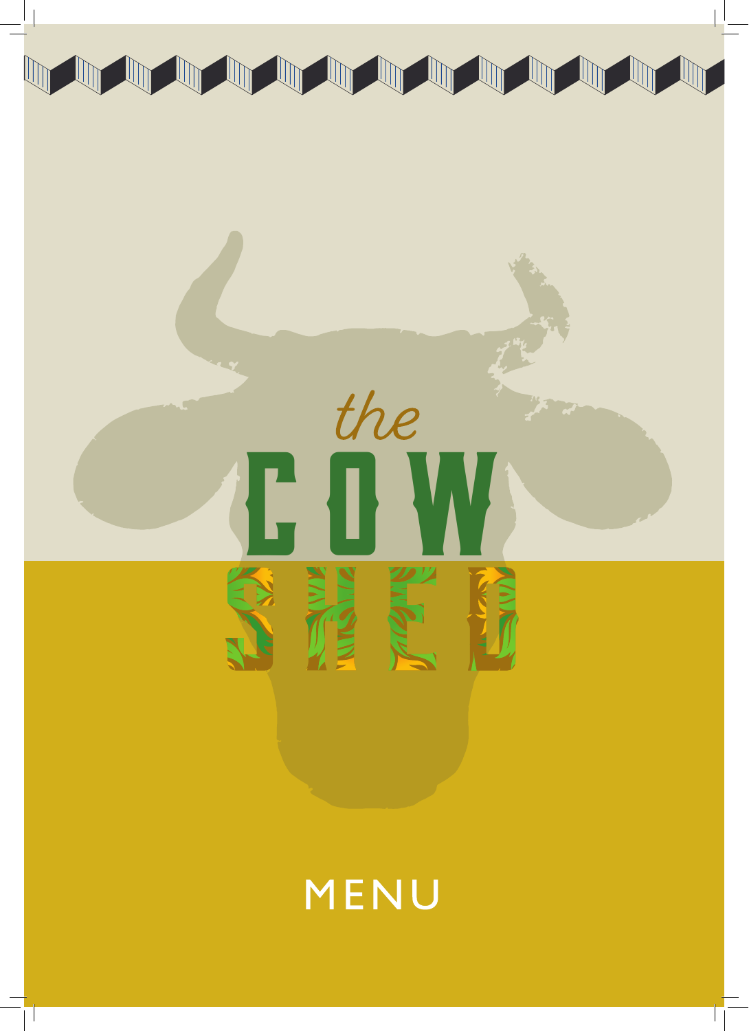# the COW SHED

## MENU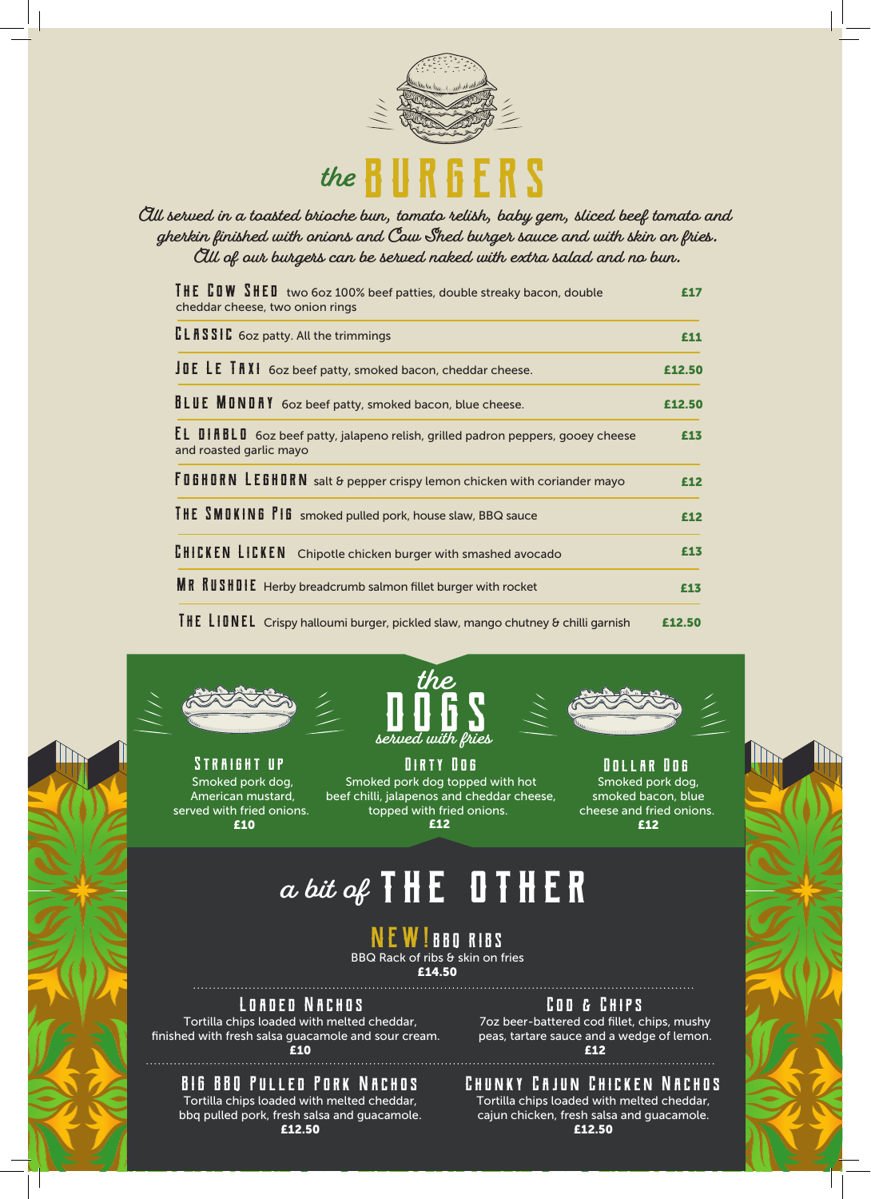# *the* BURGERS

*All served in a toasted brioche bun, tomato relish, baby gem, sliced beef tomato and gherkin finished with onions and Cow Shed burger sauce and with skin on fries. All of our burgers can be served naked with extra salad and no bun.*

| Burger | Price |
|---|---|
| **THE COW SHED** two 6oz 100% beef patties, double streaky bacon, double cheddar cheese, two onion rings | £17 |
| **CLASSIC** 6oz patty. All the trimmings | £11 |
| **JOE LE TAXI** 6oz beef patty, smoked bacon, cheddar cheese. | £12.50 |
| **BLUE MONDAY** 6oz beef patty, smoked bacon, blue cheese. | £12.50 |
| **EL DIABLO** 6oz beef patty, jalapeno relish, grilled padron peppers, gooey cheese and roasted garlic mayo | £13 |
| **FOGHORN LEGHORN** salt & pepper crispy lemon chicken with coriander mayo | £12 |
| **THE SMOKING PIG** smoked pulled pork, house slaw, BBQ sauce | £12 |
| **CHICKEN LICKEN** Chipotle chicken burger with smashed avocado | £13 |
| **MR RUSHDIE** Herby breadcrumb salmon fillet burger with rocket | £13 |
| **THE LIONEL** Crispy halloumi burger, pickled slaw, mango chutney & chilli garnish | £12.50 |

# *the* DOGS

*served with fries*

### STRAIGHT UP
Smoked pork dog, American mustard, served with fried onions.
**£10**

### DIRTY DOG
Smoked pork dog topped with hot beef chilli, jalapenos and cheddar cheese, topped with fried onions.
**£12**

### DOLLAR DOG
Smoked pork dog, smoked bacon, blue cheese and fried onions.
**£12**

# *a bit of* THE OTHER

### NEW! BBQ RIBS
BBQ Rack of ribs & skin on fries
**£14.50**

### LOADED NACHOS
Tortilla chips loaded with melted cheddar, finished with fresh salsa guacamole and sour cream.
**£10**

### COD & CHIPS
7oz beer-battered cod fillet, chips, mushy peas, tartare sauce and a wedge of lemon.
**£12**

### BIG BBQ PULLED PORK NACHOS
Tortilla chips loaded with melted cheddar, bbq pulled pork, fresh salsa and guacamole.
**£12.50**

### CHUNKY CAJUN CHICKEN NACHOS
Tortilla chips loaded with melted cheddar, cajun chicken, fresh salsa and guacamole.
**£12.50**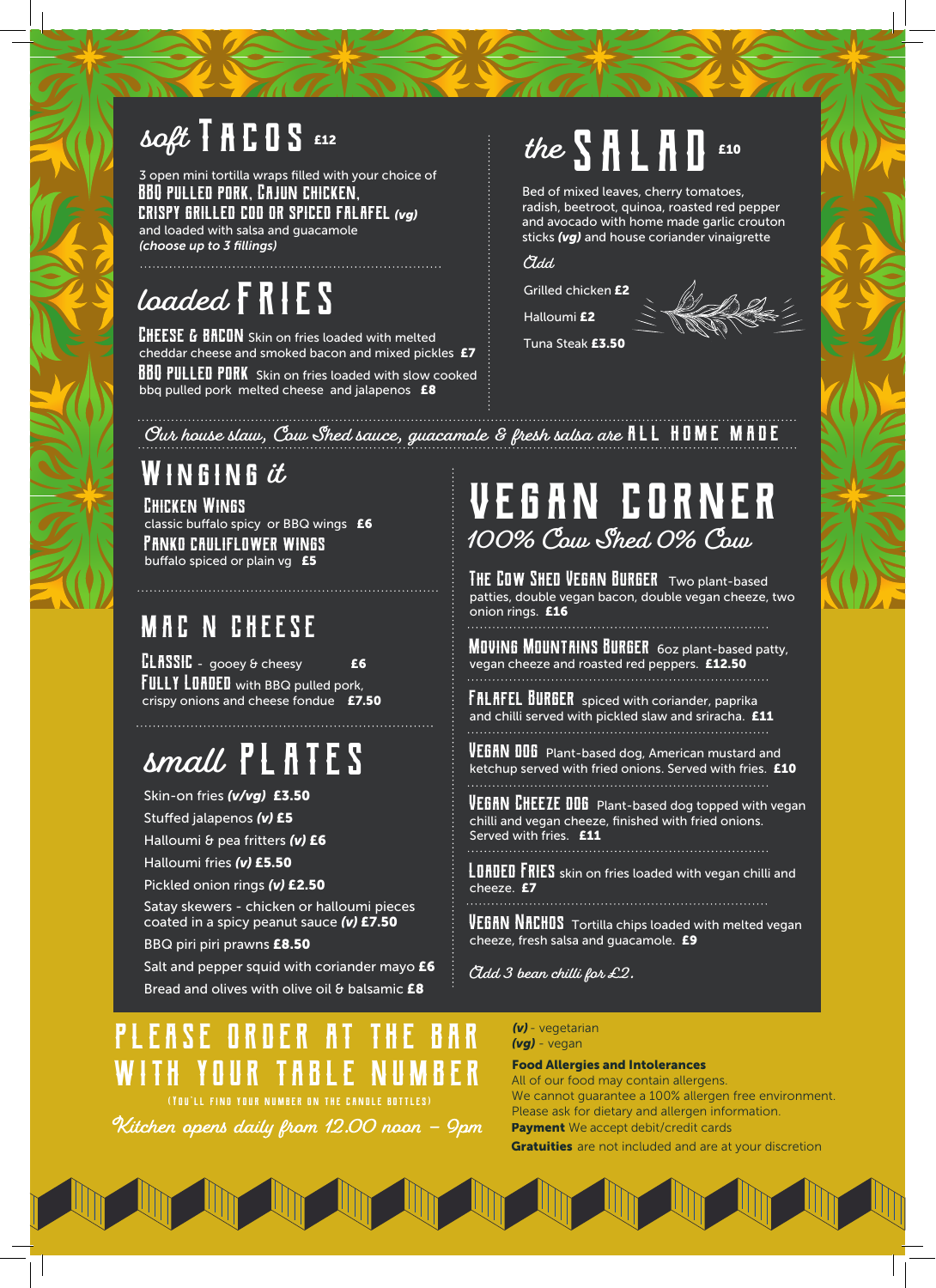## soft TACOS £12

3 open mini tortilla wraps filled with your choice of **BBQ PULLED PORK, CAJUN CHICKEN, CRISPY GRILLED COD OR SPICED FALAFEL** ***(vg)*** and loaded with salsa and guacamole
***(choose up to 3 fillings)***

## loaded FRIES

**CHEESE & BACON** Skin on fries loaded with melted cheddar cheese and smoked bacon and mixed pickles **£7**

**BBQ PULLED PORK** Skin on fries loaded with slow cooked bbq pulled pork melted cheese and jalapenos **£8**

## the SALAD £10

Bed of mixed leaves, cherry tomatoes, radish, beetroot, quinoa, roasted red pepper and avocado with home made garlic crouton sticks ***(vg)*** and house coriander vinaigrette

*Add*

Grilled chicken **£2**

Halloumi **£2**

Tuna Steak **£3.50**

*Our house slaw, Cow Shed sauce, guacamole & fresh salsa are* **ALL HOME MADE**

## WINGING it

**CHICKEN WINGS**
classic buffalo spicy or BBQ wings **£6**

**PANKO CAULIFLOWER WINGS**
buffalo spiced or plain vg **£5**

## MAC N CHEESE

**CLASSIC** - gooey & cheesy **£6**

**FULLY LOADED** with BBQ pulled pork, crispy onions and cheese fondue **£7.50**

## small PLATES

Skin-on fries ***(v/vg)*** **£3.50**

Stuffed jalapenos ***(v)*** **£5**

Halloumi & pea fritters ***(v)*** **£6**

Halloumi fries ***(v)*** **£5.50**

Pickled onion rings ***(v)*** **£2.50**

Satay skewers - chicken or halloumi pieces coated in a spicy peanut sauce ***(v)*** **£7.50**

BBQ piri piri prawns **£8.50**

Salt and pepper squid with coriander mayo **£6**

Bread and olives with olive oil & balsamic **£8**

## VEGAN CORNER

*100% Cow Shed 0% Cow*

**THE COW SHED VEGAN BURGER** Two plant-based patties, double vegan bacon, double vegan cheeze, two onion rings. **£16**

**MOVING MOUNTAINS BURGER** 6oz plant-based patty, vegan cheeze and roasted red peppers. **£12.50**

**FALAFEL BURGER** spiced with coriander, paprika and chilli served with pickled slaw and sriracha. **£11**

**VEGAN DOG** Plant-based dog, American mustard and ketchup served with fried onions. Served with fries. **£10**

**VEGAN CHEEZE DOG** Plant-based dog topped with vegan chilli and vegan cheeze, finished with fried onions. Served with fries. **£11**

**LOADED FRIES** skin on fries loaded with vegan chilli and cheeze. **£7**

**VEGAN NACHOS** Tortilla chips loaded with melted vegan cheeze, fresh salsa and guacamole. **£9**

*Add 3 bean chilli for £2.*

## PLEASE ORDER AT THE BAR WITH YOUR TABLE NUMBER

(YOU'LL FIND YOUR NUMBER ON THE CANDLE BOTTLES)

*Kitchen opens daily from 12.00 noon – 9pm*

***(v)*** - vegetarian
***(vg)*** - vegan

**Food Allergies and Intolerances**
All of our food may contain allergens.
We cannot guarantee a 100% allergen free environment.
Please ask for dietary and allergen information.
**Payment** We accept debit/credit cards
**Gratuities** are not included and are at your discretion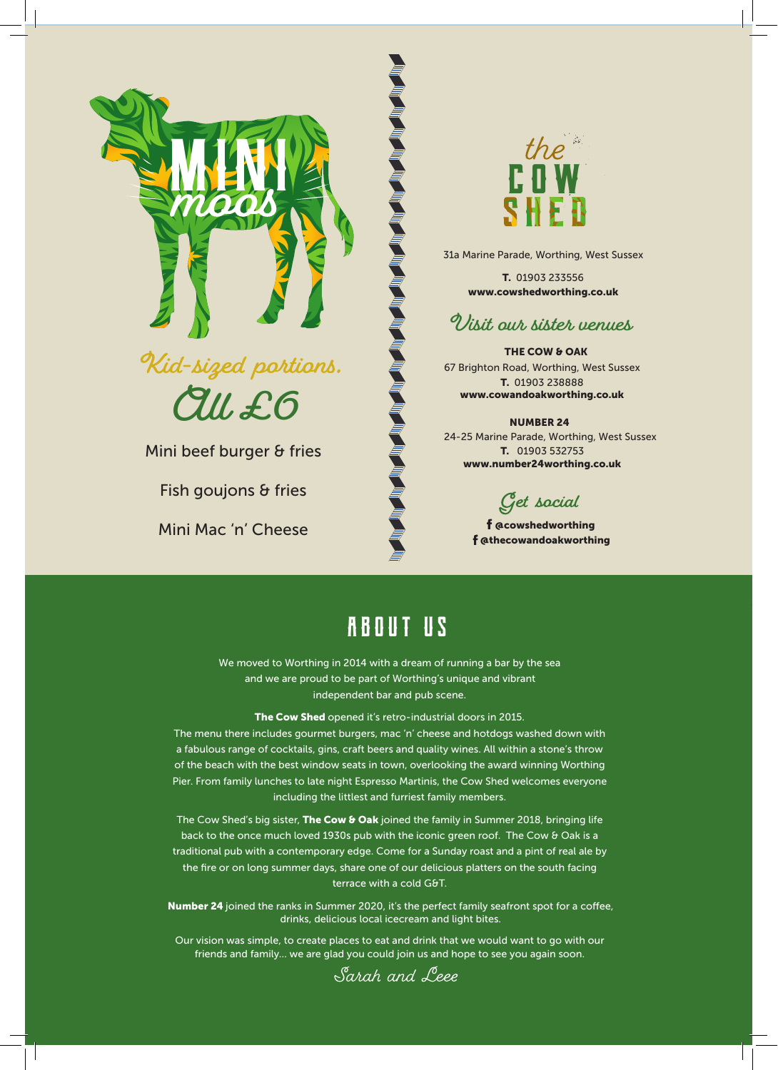# MINI moos

Kid-sized portions. All £6

Mini beef burger & fries

Fish goujons & fries

Mini Mac 'n' Cheese

## the COW SHED

31a Marine Parade, Worthing, West Sussex

**T.** 01903 233556
**www.cowshedworthing.co.uk**

### Visit our sister venues

**THE COW & OAK**
67 Brighton Road, Worthing, West Sussex
**T.** 01903 238888
**www.cowandoakworthing.co.uk**

**NUMBER 24**
24-25 Marine Parade, Worthing, West Sussex
**T.** 01903 532753
**www.number24worthing.co.uk**

### Get social

**@cowshedworthing**
**@thecowandoakworthing**

## ABOUT US

We moved to Worthing in 2014 with a dream of running a bar by the sea and we are proud to be part of Worthing's unique and vibrant independent bar and pub scene.

**The Cow Shed** opened it's retro-industrial doors in 2015.
The menu there includes gourmet burgers, mac 'n' cheese and hotdogs washed down with a fabulous range of cocktails, gins, craft beers and quality wines. All within a stone's throw of the beach with the best window seats in town, overlooking the award winning Worthing Pier. From family lunches to late night Espresso Martinis, the Cow Shed welcomes everyone including the littlest and furriest family members.

The Cow Shed's big sister, **The Cow & Oak** joined the family in Summer 2018, bringing life back to the once much loved 1930s pub with the iconic green roof. The Cow & Oak is a traditional pub with a contemporary edge. Come for a Sunday roast and a pint of real ale by the fire or on long summer days, share one of our delicious platters on the south facing terrace with a cold G&T.

**Number 24** joined the ranks in Summer 2020, it's the perfect family seafront spot for a coffee, drinks, delicious local icecream and light bites.

Our vision was simple, to create places to eat and drink that we would want to go with our friends and family... we are glad you could join us and hope to see you again soon.

Sarah and Leee